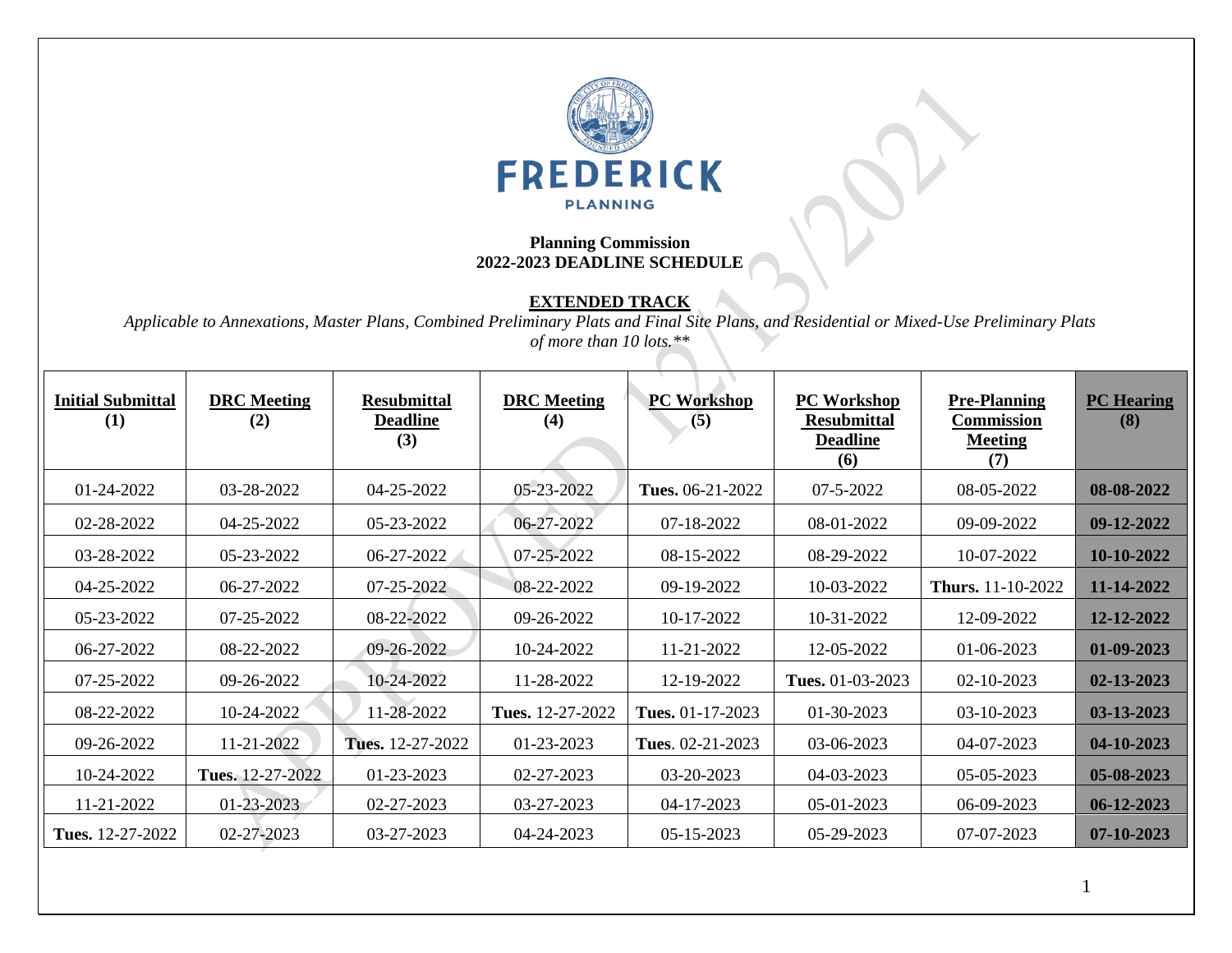FREDERICK

PLANNING

**Planning Commission**
**2022-2023 DEADLINE SCHEDULE**

**EXTENDED TRACK**

*Applicable to Annexations, Master Plans, Combined Preliminary Plats and Final Site Plans, and Residential or Mixed-Use Preliminary Plats of more than 10 lots.***

| Initial Submittal (1) | DRC Meeting (2) | Resubmittal Deadline (3) | DRC Meeting (4) | PC Workshop (5) | PC Workshop Resubmittal Deadline (6) | Pre-Planning Commission Meeting (7) | PC Hearing (8) |
|---|---|---|---|---|---|---|---|
| 01-24-2022 | 03-28-2022 | 04-25-2022 | 05-23-2022 | **Tues.** 06-21-2022 | 07-5-2022 | 08-05-2022 | **08-08-2022** |
| 02-28-2022 | 04-25-2022 | 05-23-2022 | 06-27-2022 | 07-18-2022 | 08-01-2022 | 09-09-2022 | **09-12-2022** |
| 03-28-2022 | 05-23-2022 | 06-27-2022 | 07-25-2022 | 08-15-2022 | 08-29-2022 | 10-07-2022 | **10-10-2022** |
| 04-25-2022 | 06-27-2022 | 07-25-2022 | 08-22-2022 | 09-19-2022 | 10-03-2022 | **Thurs.** 11-10-2022 | **11-14-2022** |
| 05-23-2022 | 07-25-2022 | 08-22-2022 | 09-26-2022 | 10-17-2022 | 10-31-2022 | 12-09-2022 | **12-12-2022** |
| 06-27-2022 | 08-22-2022 | 09-26-2022 | 10-24-2022 | 11-21-2022 | 12-05-2022 | 01-06-2023 | **01-09-2023** |
| 07-25-2022 | 09-26-2022 | 10-24-2022 | 11-28-2022 | 12-19-2022 | **Tues.** 01-03-2023 | 02-10-2023 | **02-13-2023** |
| 08-22-2022 | 10-24-2022 | 11-28-2022 | **Tues.** 12-27-2022 | **Tues.** 01-17-2023 | 01-30-2023 | 03-10-2023 | **03-13-2023** |
| 09-26-2022 | 11-21-2022 | **Tues.** 12-27-2022 | 01-23-2023 | **Tues**. 02-21-2023 | 03-06-2023 | 04-07-2023 | **04-10-2023** |
| 10-24-2022 | **Tues.** 12-27-2022 | 01-23-2023 | 02-27-2023 | 03-20-2023 | 04-03-2023 | 05-05-2023 | **05-08-2023** |
| 11-21-2022 | 01-23-2023 | 02-27-2023 | 03-27-2023 | 04-17-2023 | 05-01-2023 | 06-09-2023 | **06-12-2023** |
| **Tues.** 12-27-2022 | 02-27-2023 | 03-27-2023 | 04-24-2023 | 05-15-2023 | 05-29-2023 | 07-07-2023 | **07-10-2023** |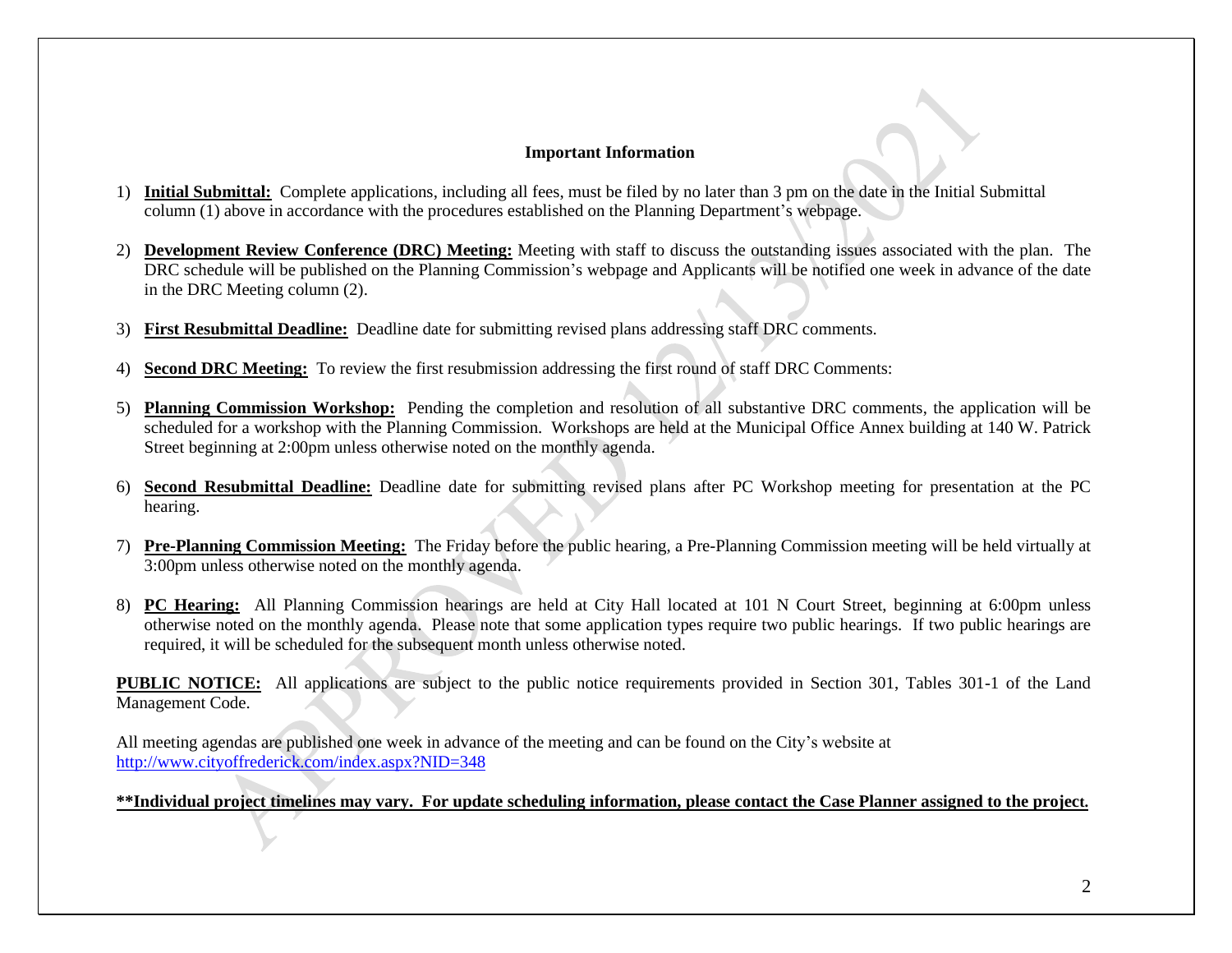## Important Information

1) **Initial Submittal:** Complete applications, including all fees, must be filed by no later than 3 pm on the date in the Initial Submittal column (1) above in accordance with the procedures established on the Planning Department's webpage.

2) **Development Review Conference (DRC) Meeting:** Meeting with staff to discuss the outstanding issues associated with the plan. The DRC schedule will be published on the Planning Commission's webpage and Applicants will be notified one week in advance of the date in the DRC Meeting column (2).

3) **First Resubmittal Deadline:** Deadline date for submitting revised plans addressing staff DRC comments.

4) **Second DRC Meeting:** To review the first resubmission addressing the first round of staff DRC Comments:

5) **Planning Commission Workshop:** Pending the completion and resolution of all substantive DRC comments, the application will be scheduled for a workshop with the Planning Commission. Workshops are held at the Municipal Office Annex building at 140 W. Patrick Street beginning at 2:00pm unless otherwise noted on the monthly agenda.

6) **Second Resubmittal Deadline:** Deadline date for submitting revised plans after PC Workshop meeting for presentation at the PC hearing.

7) **Pre-Planning Commission Meeting:** The Friday before the public hearing, a Pre-Planning Commission meeting will be held virtually at 3:00pm unless otherwise noted on the monthly agenda.

8) **PC Hearing:** All Planning Commission hearings are held at City Hall located at 101 N Court Street, beginning at 6:00pm unless otherwise noted on the monthly agenda. Please note that some application types require two public hearings. If two public hearings are required, it will be scheduled for the subsequent month unless otherwise noted.

**PUBLIC NOTICE:** All applications are subject to the public notice requirements provided in Section 301, Tables 301-1 of the Land Management Code.

All meeting agendas are published one week in advance of the meeting and can be found on the City's website at http://www.cityoffrederick.com/index.aspx?NID=348

**\*\*Individual project timelines may vary. For update scheduling information, please contact the Case Planner assigned to the project.**